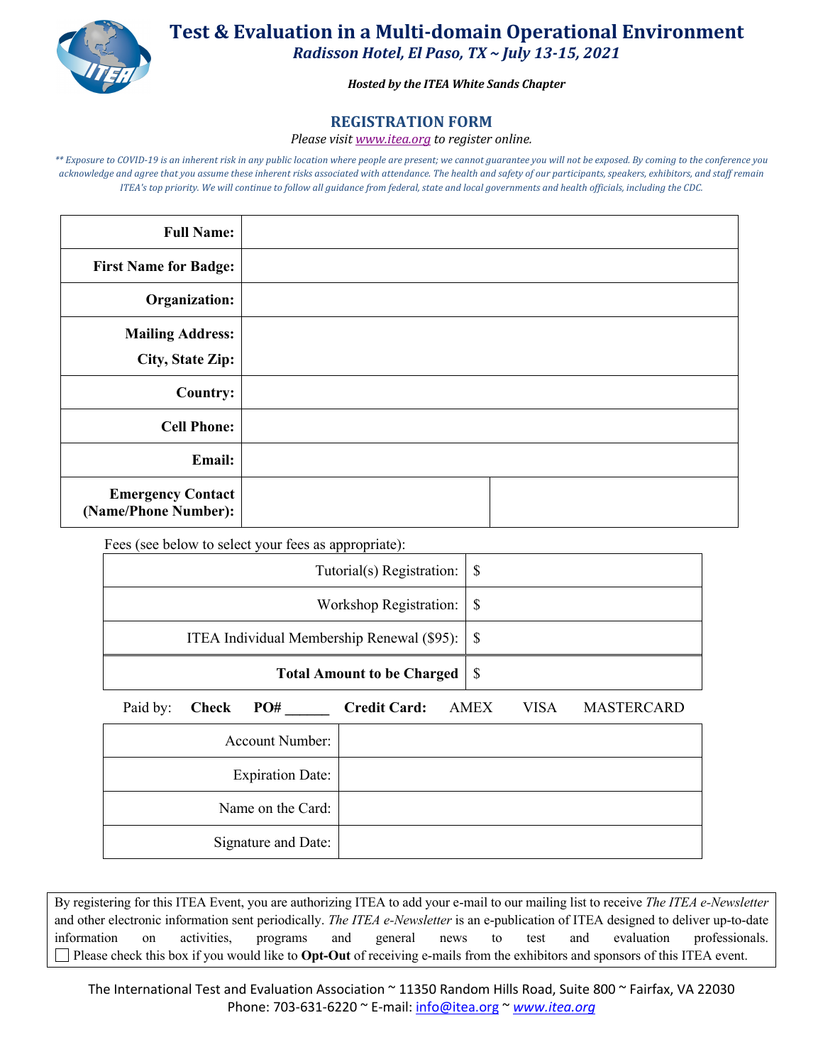# Test & Evaluation in a Multi-domain Operational Environment

***Radisson Hotel, El Paso, TX ~ July 13-15, 2021***

***Hosted by the ITEA White Sands Chapter***

## REGISTRATION FORM

*Please visit www.itea.org to register online.*

*\*\* Exposure to COVID-19 is an inherent risk in any public location where people are present; we cannot guarantee you will not be exposed. By coming to the conference you acknowledge and agree that you assume these inherent risks associated with attendance. The health and safety of our participants, speakers, exhibitors, and staff remain ITEA's top priority. We will continue to follow all guidance from federal, state and local governments and health officials, including the CDC.*

| | | |
|---|---|---|
| **Full Name:** | | |
| **First Name for Badge:** | | |
| **Organization:** | | |
| **Mailing Address:**<br>**City, State Zip:** | | |
| **Country:** | | |
| **Cell Phone:** | | |
| **Email:** | | |
| **Emergency Contact (Name/Phone Number):** | | |

Fees (see below to select your fees as appropriate):

| | |
|---|---|
| Tutorial(s) Registration: | $ |
| Workshop Registration: | $ |
| ITEA Individual Membership Renewal ($95): | $ |
| **Total Amount to be Charged** | $ |

Paid by: **Check** **PO# ______** **Credit Card:** AMEX VISA MASTERCARD

| | |
|---|---|
| Account Number: | |
| Expiration Date: | |
| Name on the Card: | |
| Signature and Date: | |

By registering for this ITEA Event, you are authorizing ITEA to add your e-mail to our mailing list to receive *The ITEA e-Newsletter* and other electronic information sent periodically. *The ITEA e-Newsletter* is an e-publication of ITEA designed to deliver up-to-date information on activities, programs and general news to test and evaluation professionals.
☐ Please check this box if you would like to **Opt-Out** of receiving e-mails from the exhibitors and sponsors of this ITEA event.

The International Test and Evaluation Association ~ 11350 Random Hills Road, Suite 800 ~ Fairfax, VA 22030
Phone: 703-631-6220 ~ E-mail: info@itea.org ~ *www.itea.org*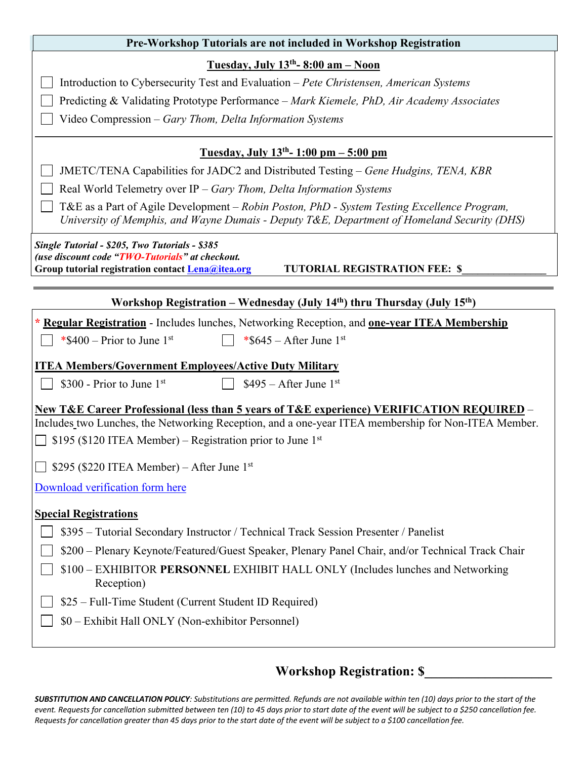**Pre-Workshop Tutorials are not included in Workshop Registration**

**Tuesday, July 13th- 8:00 am – Noon**

- ☐ Introduction to Cybersecurity Test and Evaluation – *Pete Christensen, American Systems*
- ☐ Predicting & Validating Prototype Performance – *Mark Kiemele, PhD, Air Academy Associates*
- ☐ Video Compression – *Gary Thom, Delta Information Systems*

**Tuesday, July 13th- 1:00 pm – 5:00 pm**

- ☐ JMETC/TENA Capabilities for JADC2 and Distributed Testing – *Gene Hudgins, TENA, KBR*
- ☐ Real World Telemetry over IP – *Gary Thom, Delta Information Systems*
- ☐ T&E as a Part of Agile Development – *Robin Poston, PhD - System Testing Excellence Program, University of Memphis, and Wayne Dumais - Deputy T&E, Department of Homeland Security (DHS)*

***Single Tutorial - $205, Two Tutorials - $385***
***(use discount code "TWO-Tutorials" at checkout.***
**Group tutorial registration contact Lena@itea.org** **TUTORIAL REGISTRATION FEE: $_______________**

---

**Workshop Registration – Wednesday (July 14th) thru Thursday (July 15th)**

\* **Regular Registration** - Includes lunches, Networking Reception, and **one-year ITEA Membership**

- ☐ *$400 – Prior to June 1st ☐ *$645 – After June 1st

**ITEA Members/Government Employees/Active Duty Military**

- ☐ $300 - Prior to June 1st ☐ $495 – After June 1st

**New T&E Career Professional (less than 5 years of T&E experience) VERIFICATION REQUIRED** – Includes two Lunches, the Networking Reception, and a one-year ITEA membership for Non-ITEA Member.

- ☐ $195 ($120 ITEA Member) – Registration prior to June 1st
- ☐ $295 ($220 ITEA Member) – After June 1st

Download verification form here

**Special Registrations**

- ☐ $395 – Tutorial Secondary Instructor / Technical Track Session Presenter / Panelist
- ☐ $200 – Plenary Keynote/Featured/Guest Speaker, Plenary Panel Chair, and/or Technical Track Chair
- ☐ $100 – EXHIBITOR **PERSONNEL** EXHIBIT HALL ONLY (Includes lunches and Networking Reception)
- ☐ $25 – Full-Time Student (Current Student ID Required)
- ☐ $0 – Exhibit Hall ONLY (Non-exhibitor Personnel)

**Workshop Registration: $__________________**

***SUBSTITUTION AND CANCELLATION POLICY****: Substitutions are permitted. Refunds are not available within ten (10) days prior to the start of the event. Requests for cancellation submitted between ten (10) to 45 days prior to start date of the event will be subject to a $250 cancellation fee. Requests for cancellation greater than 45 days prior to the start date of the event will be subject to a $100 cancellation fee.*